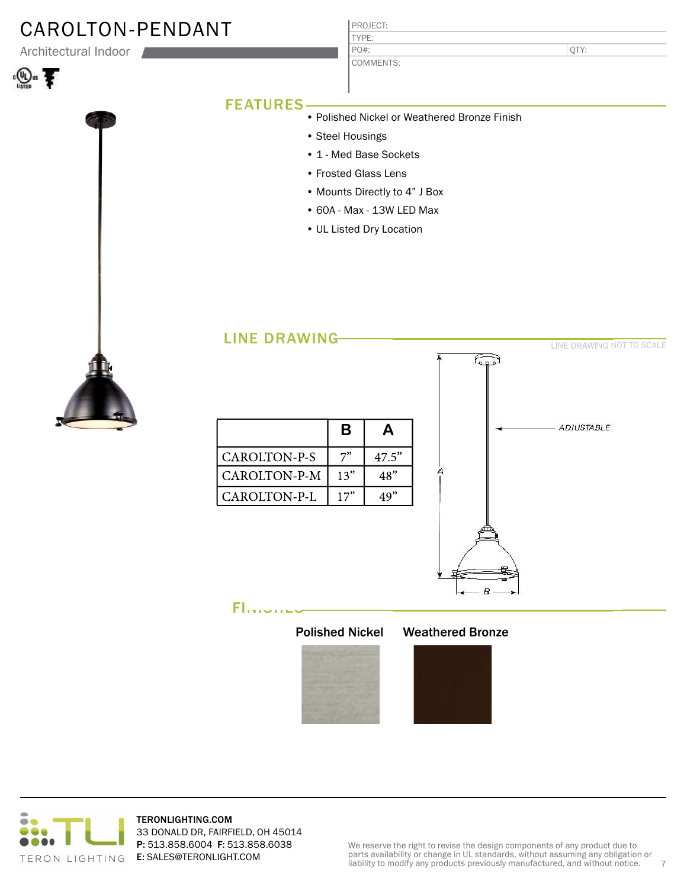# CAROLTON-PENDANT

Architectural Indoor

| PROJECT: | |
|---|---|
| TYPE: | |
| PO#: | QTY: |
| COMMENTS: | |

## FEATURES

- Polished Nickel or Weathered Bronze Finish
- Steel Housings
- 1 - Med Base Sockets
- Frosted Glass Lens
- Mounts Directly to 4" J Box
- 60A - Max - 13W LED Max
- UL Listed Dry Location

## LINE DRAWING

LINE DRAWING NOT TO SCALE

| | B | A |
|---|---|---|
| CAROLTON-P-S | 7" | 47.5" |
| CAROLTON-P-M | 13" | 48" |
| CAROLTON-P-L | 17" | 49" |

ADJUSTABLE

A

B

## FINISHES

Polished Nickel

Weathered Bronze

TERONLIGHTING.COM
33 DONALD DR, FAIRFIELD, OH 45014
**P:** 513.858.6004 **F:** 513.858.6038
**E:** SALES@TERONLIGHT.COM

TERON LIGHTING

We reserve the right to revise the design components of any product due to parts availability or change in UL standards, without assuming any obligation or liability to modify any products previously manufactured, and without notice.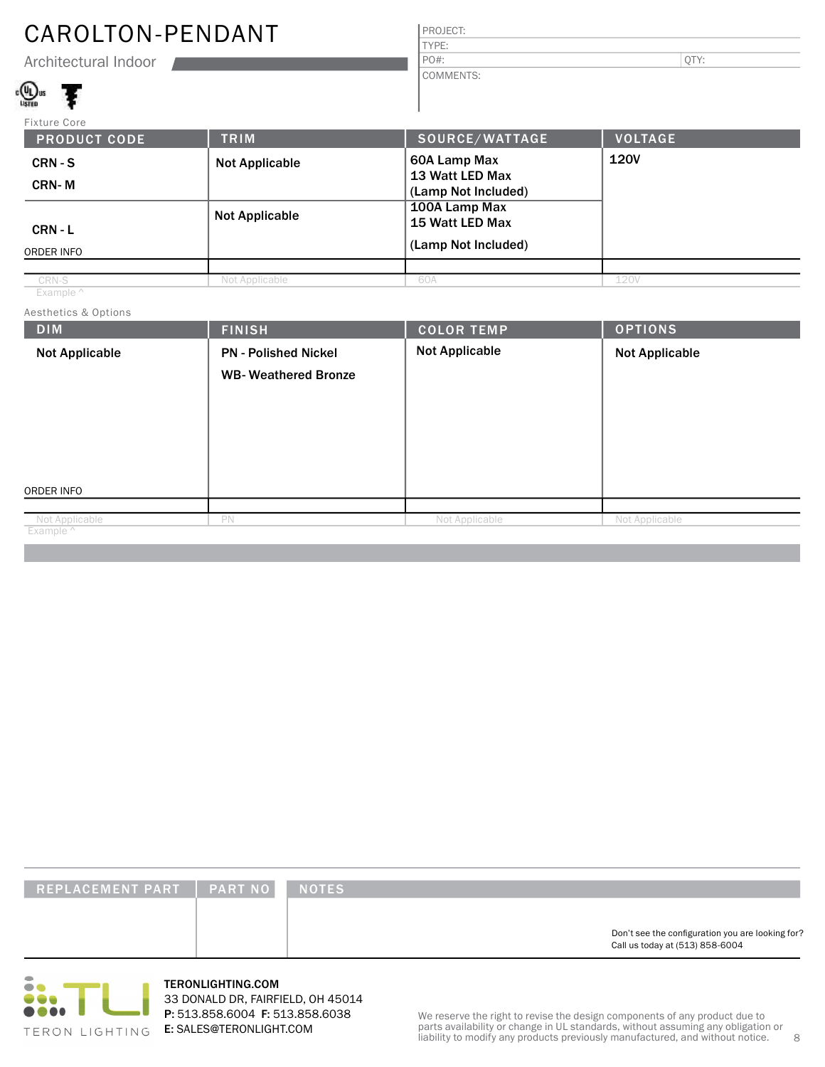# CAROLTON-PENDANT

Architectural Indoor

| | |
|---|---|
| PROJECT: | |
| TYPE: | |
| PO#: | QTY: |
| COMMENTS: | |

Fixture Core

| PRODUCT CODE | TRIM | SOURCE/WATTAGE | VOLTAGE |
|---|---|---|---|
| CRN - S<br>CRN- M | Not Applicable | 60A Lamp Max<br>13 Watt LED Max<br>(Lamp Not Included) | 120V |
| CRN - L | Not Applicable | 100A Lamp Max<br>15 Watt LED Max<br>(Lamp Not Included) | |
| ORDER INFO | | | |
| CRN-S | Not Applicable | 60A | 120V |

Example ^

Aesthetics & Options

| DIM | FINISH | COLOR TEMP | OPTIONS |
|---|---|---|---|
| Not Applicable | PN - Polished Nickel<br>WB- Weathered Bronze | Not Applicable | Not Applicable |
| ORDER INFO | | | |
| Not Applicable | PN | Not Applicable | Not Applicable |

Example ^

| REPLACEMENT PART | PART NO | NOTES |
|---|---|---|
| | | Don't see the configuration you are looking for? Call us today at (513) 858-6004 |

TERON LIGHTING

**TERONLIGHTING.COM**
33 DONALD DR, FAIRFIELD, OH 45014
**P:** 513.858.6004 **F:** 513.858.6038
**E:** SALES@TERONLIGHT.COM

We reserve the right to revise the design components of any product due to parts availability or change in UL standards, without assuming any obligation or liability to modify any products previously manufactured, and without notice.